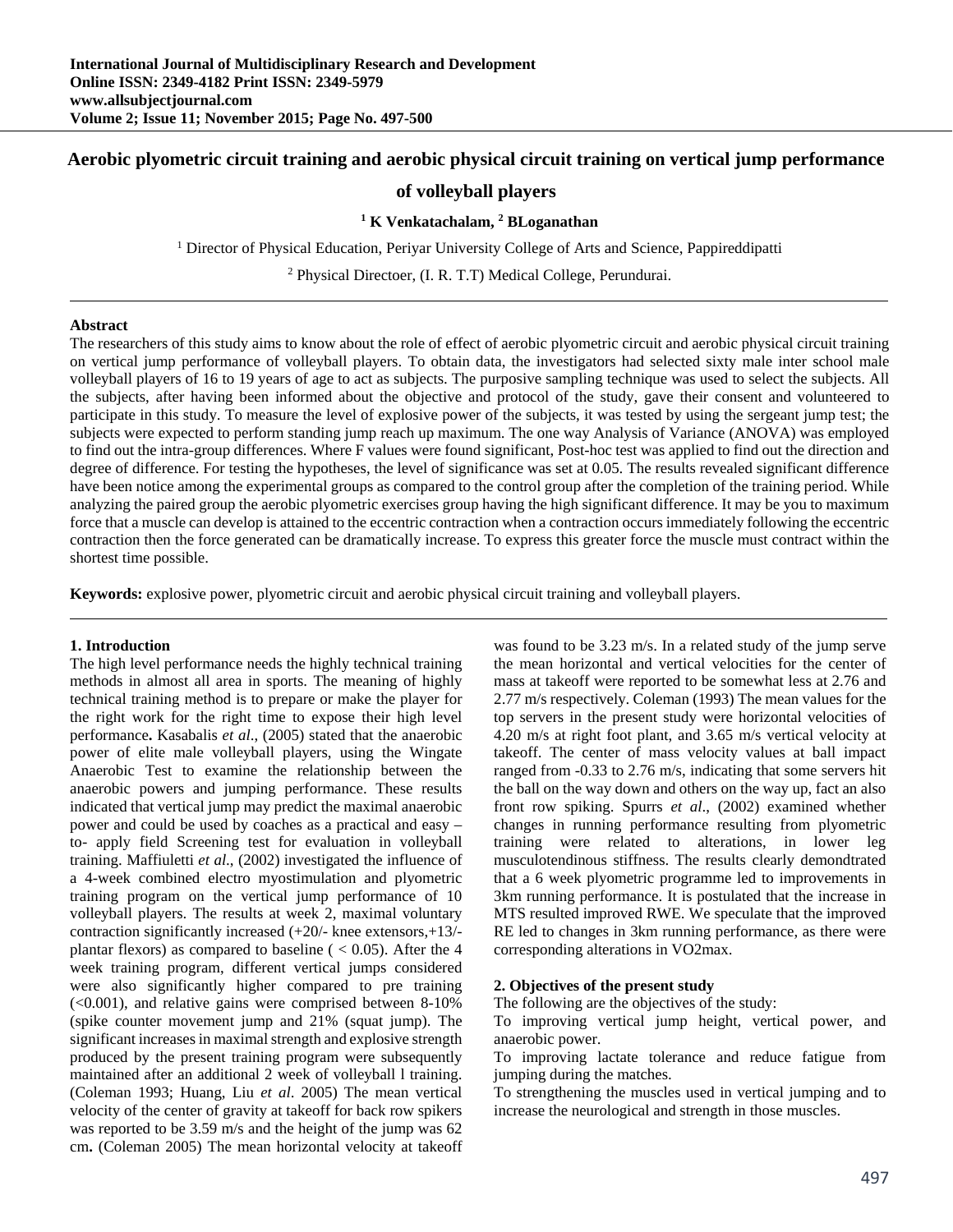# Aerobic plyometric circuit training and aerobic physical circuit training on vertical jump performance of volleyball players

**[1] K Venkatachalam, [2] BLoganathan**

[1] Director of Physical Education, Periyar University College of Arts and Science, Pappireddipatti

[2] Physical Directoer, (I. R. T.T) Medical College, Perundurai.

---

**Abstract**

The researchers of this study aims to know about the role of effect of aerobic plyometric circuit and aerobic physical circuit training on vertical jump performance of volleyball players. To obtain data, the investigators had selected sixty male inter school male volleyball players of 16 to 19 years of age to act as subjects. The purposive sampling technique was used to select the subjects. All the subjects, after having been informed about the objective and protocol of the study, gave their consent and volunteered to participate in this study. To measure the level of explosive power of the subjects, it was tested by using the sergeant jump test; the subjects were expected to perform standing jump reach up maximum. The one way Analysis of Variance (ANOVA) was employed to find out the intra-group differences. Where F values were found significant, Post-hoc test was applied to find out the direction and degree of difference. For testing the hypotheses, the level of significance was set at 0.05. The results revealed significant difference have been notice among the experimental groups as compared to the control group after the completion of the training period. While analyzing the paired group the aerobic plyometric exercises group having the high significant difference. It may be you to maximum force that a muscle can develop is attained to the eccentric contraction when a contraction occurs immediately following the eccentric contraction then the force generated can be dramatically increase. To express this greater force the muscle must contract within the shortest time possible.

**Keywords:** explosive power, plyometric circuit and aerobic physical circuit training and volleyball players.

---

## 1. Introduction

The high level performance needs the highly technical training methods in almost all area in sports. The meaning of highly technical training method is to prepare or make the player for the right work for the right time to expose their high level performance**.** Kasabalis *et al*., (2005) stated that the anaerobic power of elite male volleyball players, using the Wingate Anaerobic Test to examine the relationship between the anaerobic powers and jumping performance. These results indicated that vertical jump may predict the maximal anaerobic power and could be used by coaches as a practical and easy – to- apply field Screening test for evaluation in volleyball training. Maffiuletti *et al*., (2002) investigated the influence of a 4-week combined electro myostimulation and plyometric training program on the vertical jump performance of 10 volleyball players. The results at week 2, maximal voluntary contraction significantly increased (+20/- knee extensors,+13/- plantar flexors) as compared to baseline ( < 0.05). After the 4 week training program, different vertical jumps considered were also significantly higher compared to pre training (<0.001), and relative gains were comprised between 8-10% (spike counter movement jump and 21% (squat jump). The significant increases in maximal strength and explosive strength produced by the present training program were subsequently maintained after an additional 2 week of volleyball l training. (Coleman 1993; Huang, Liu *et al*. 2005) The mean vertical velocity of the center of gravity at takeoff for back row spikers was reported to be 3.59 m/s and the height of the jump was 62 cm**.** (Coleman 2005) The mean horizontal velocity at takeoff was found to be 3.23 m/s. In a related study of the jump serve the mean horizontal and vertical velocities for the center of mass at takeoff were reported to be somewhat less at 2.76 and 2.77 m/s respectively. Coleman (1993) The mean values for the top servers in the present study were horizontal velocities of 4.20 m/s at right foot plant, and 3.65 m/s vertical velocity at takeoff. The center of mass velocity values at ball impact ranged from -0.33 to 2.76 m/s, indicating that some servers hit the ball on the way down and others on the way up, fact an also front row spiking. Spurrs *et al*., (2002) examined whether changes in running performance resulting from plyometric training were related to alterations, in lower leg musculotendinous stiffness. The results clearly demondtrated that a 6 week plyometric programme led to improvements in 3km running performance. It is postulated that the increase in MTS resulted improved RWE. We speculate that the improved RE led to changes in 3km running performance, as there were corresponding alterations in VO2max.

## 2. Objectives of the present study

The following are the objectives of the study:

To improving vertical jump height, vertical power, and anaerobic power.

To improving lactate tolerance and reduce fatigue from jumping during the matches.

To strengthening the muscles used in vertical jumping and to increase the neurological and strength in those muscles.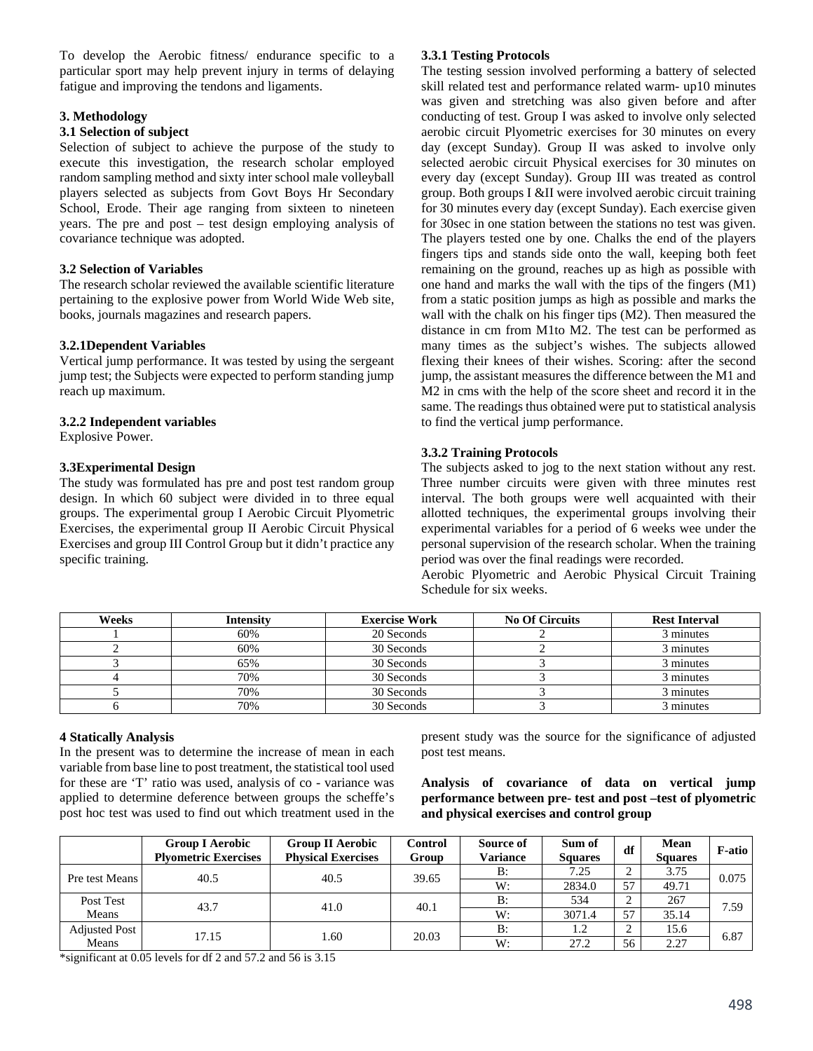To develop the Aerobic fitness/ endurance specific to a particular sport may help prevent injury in terms of delaying fatigue and improving the tendons and ligaments.

## 3. Methodology

### 3.1 Selection of subject

Selection of subject to achieve the purpose of the study to execute this investigation, the research scholar employed random sampling method and sixty inter school male volleyball players selected as subjects from Govt Boys Hr Secondary School, Erode. Their age ranging from sixteen to nineteen years. The pre and post – test design employing analysis of covariance technique was adopted.

### 3.2 Selection of Variables

The research scholar reviewed the available scientific literature pertaining to the explosive power from World Wide Web site, books, journals magazines and research papers.

### 3.2.1Dependent Variables

Vertical jump performance. It was tested by using the sergeant jump test; the Subjects were expected to perform standing jump reach up maximum.

### 3.2.2 Independent variables

Explosive Power.

### 3.3Experimental Design

The study was formulated has pre and post test random group design. In which 60 subject were divided in to three equal groups. The experimental group I Aerobic Circuit Plyometric Exercises, the experimental group II Aerobic Circuit Physical Exercises and group III Control Group but it didn't practice any specific training.

### 3.3.1 Testing Protocols

The testing session involved performing a battery of selected skill related test and performance related warm- up10 minutes was given and stretching was also given before and after conducting of test. Group I was asked to involve only selected aerobic circuit Plyometric exercises for 30 minutes on every day (except Sunday). Group II was asked to involve only selected aerobic circuit Physical exercises for 30 minutes on every day (except Sunday). Group III was treated as control group. Both groups I &II were involved aerobic circuit training for 30 minutes every day (except Sunday). Each exercise given for 30sec in one station between the stations no test was given. The players tested one by one. Chalks the end of the players fingers tips and stands side onto the wall, keeping both feet remaining on the ground, reaches up as high as possible with one hand and marks the wall with the tips of the fingers (M1) from a static position jumps as high as possible and marks the wall with the chalk on his finger tips (M2). Then measured the distance in cm from M1to M2. The test can be performed as many times as the subject's wishes. The subjects allowed flexing their knees of their wishes. Scoring: after the second jump, the assistant measures the difference between the M1 and M2 in cms with the help of the score sheet and record it in the same. The readings thus obtained were put to statistical analysis to find the vertical jump performance.

### 3.3.2 Training Protocols

The subjects asked to jog to the next station without any rest. Three number circuits were given with three minutes rest interval. The both groups were well acquainted with their allotted techniques, the experimental groups involving their experimental variables for a period of 6 weeks wee under the personal supervision of the research scholar. When the training period was over the final readings were recorded.

Aerobic Plyometric and Aerobic Physical Circuit Training Schedule for six weeks.

| Weeks | Intensity | Exercise Work | No Of Circuits | Rest Interval |
|---|---|---|---|---|
| 1 | 60% | 20 Seconds | 2 | 3 minutes |
| 2 | 60% | 30 Seconds | 2 | 3 minutes |
| 3 | 65% | 30 Seconds | 3 | 3 minutes |
| 4 | 70% | 30 Seconds | 3 | 3 minutes |
| 5 | 70% | 30 Seconds | 3 | 3 minutes |
| 6 | 70% | 30 Seconds | 3 | 3 minutes |

### 4 Statically Analysis

In the present was to determine the increase of mean in each variable from base line to post treatment, the statistical tool used for these are 'T' ratio was used, analysis of co - variance was applied to determine deference between groups the scheffe's post hoc test was used to find out which treatment used in the present study was the source for the significance of adjusted post test means.

**Analysis of covariance of data on vertical jump performance between pre- test and post –test of plyometric and physical exercises and control group**

| | Group I Aerobic Plyometric Exercises | Group II Aerobic Physical Exercises | Control Group | Source of Variance | Sum of Squares | df | Mean Squares | F-atio |
|---|---|---|---|---|---|---|---|---|
| Pre test Means | 40.5 | 40.5 | 39.65 | B: | 7.25 | 2 | 3.75 | 0.075 |
| | | | | W: | 2834.0 | 57 | 49.71 | |
| Post Test Means | 43.7 | 41.0 | 40.1 | B: | 534 | 2 | 267 | 7.59 |
| | | | | W: | 3071.4 | 57 | 35.14 | |
| Adjusted Post Means | 17.15 | 1.60 | 20.03 | B: | 1.2 | 2 | 15.6 | 6.87 |
| | | | | W: | 27.2 | 56 | 2.27 | |

*significant at 0.05 levels for df 2 and 57.2 and 56 is 3.15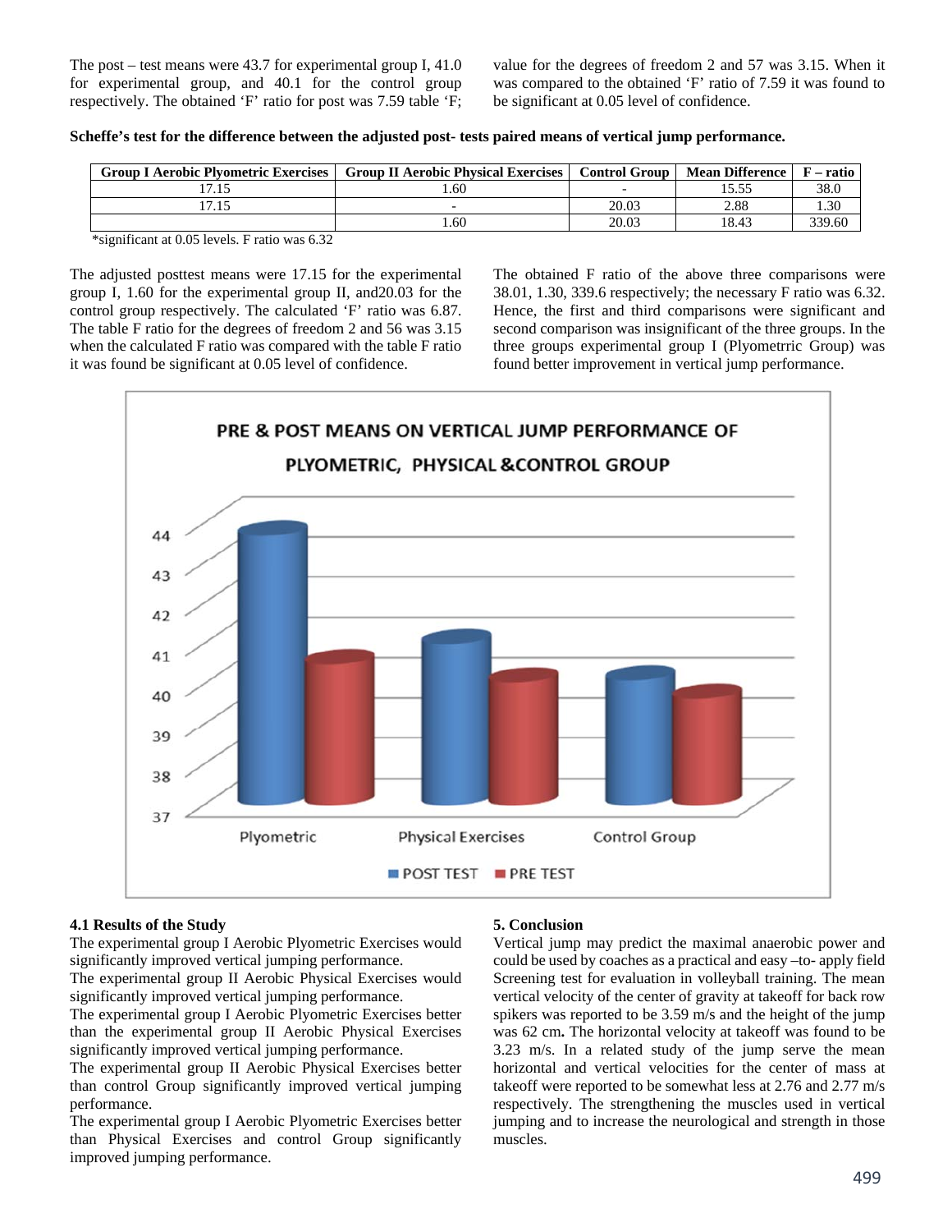The post – test means were 43.7 for experimental group I, 41.0 for experimental group, and 40.1 for the control group respectively. The obtained 'F' ratio for post was 7.59 table 'F; value for the degrees of freedom 2 and 57 was 3.15. When it was compared to the obtained 'F' ratio of 7.59 it was found to be significant at 0.05 level of confidence.

**Scheffe's test for the difference between the adjusted post- tests paired means of vertical jump performance.**

| Group I Aerobic Plyometric Exercises | Group II Aerobic Physical Exercises | Control Group | Mean Difference | F – ratio |
|---|---|---|---|---|
| 17.15 | 1.60 | - | 15.55 | 38.0 |
| 17.15 | - | 20.03 | 2.88 | 1.30 |
| | 1.60 | 20.03 | 18.43 | 339.60 |

*significant at 0.05 levels. F ratio was 6.32

The adjusted posttest means were 17.15 for the experimental group I, 1.60 for the experimental group II, and20.03 for the control group respectively. The calculated 'F' ratio was 6.87. The table F ratio for the degrees of freedom 2 and 56 was 3.15 when the calculated F ratio was compared with the table F ratio it was found be significant at 0.05 level of confidence.

The obtained F ratio of the above three comparisons were 38.01, 1.30, 339.6 respectively; the necessary F ratio was 6.32. Hence, the first and third comparisons were significant and second comparison was insignificant of the three groups. In the three groups experimental group I (Plyometrric Group) was found better improvement in vertical jump performance.

PRE & POST MEANS ON VERTICAL JUMP PERFORMANCE OF PLYOMETRIC, PHYSICAL &CONTROL GROUP

### 4.1 Results of the Study

The experimental group I Aerobic Plyometric Exercises would significantly improved vertical jumping performance.

The experimental group II Aerobic Physical Exercises would significantly improved vertical jumping performance.

The experimental group I Aerobic Plyometric Exercises better than the experimental group II Aerobic Physical Exercises significantly improved vertical jumping performance.

The experimental group II Aerobic Physical Exercises better than control Group significantly improved vertical jumping performance.

The experimental group I Aerobic Plyometric Exercises better than Physical Exercises and control Group significantly improved jumping performance.

## 5. Conclusion

Vertical jump may predict the maximal anaerobic power and could be used by coaches as a practical and easy –to- apply field Screening test for evaluation in volleyball training. The mean vertical velocity of the center of gravity at takeoff for back row spikers was reported to be 3.59 m/s and the height of the jump was 62 cm**.** The horizontal velocity at takeoff was found to be 3.23 m/s. In a related study of the jump serve the mean horizontal and vertical velocities for the center of mass at takeoff were reported to be somewhat less at 2.76 and 2.77 m/s respectively. The strengthening the muscles used in vertical jumping and to increase the neurological and strength in those muscles.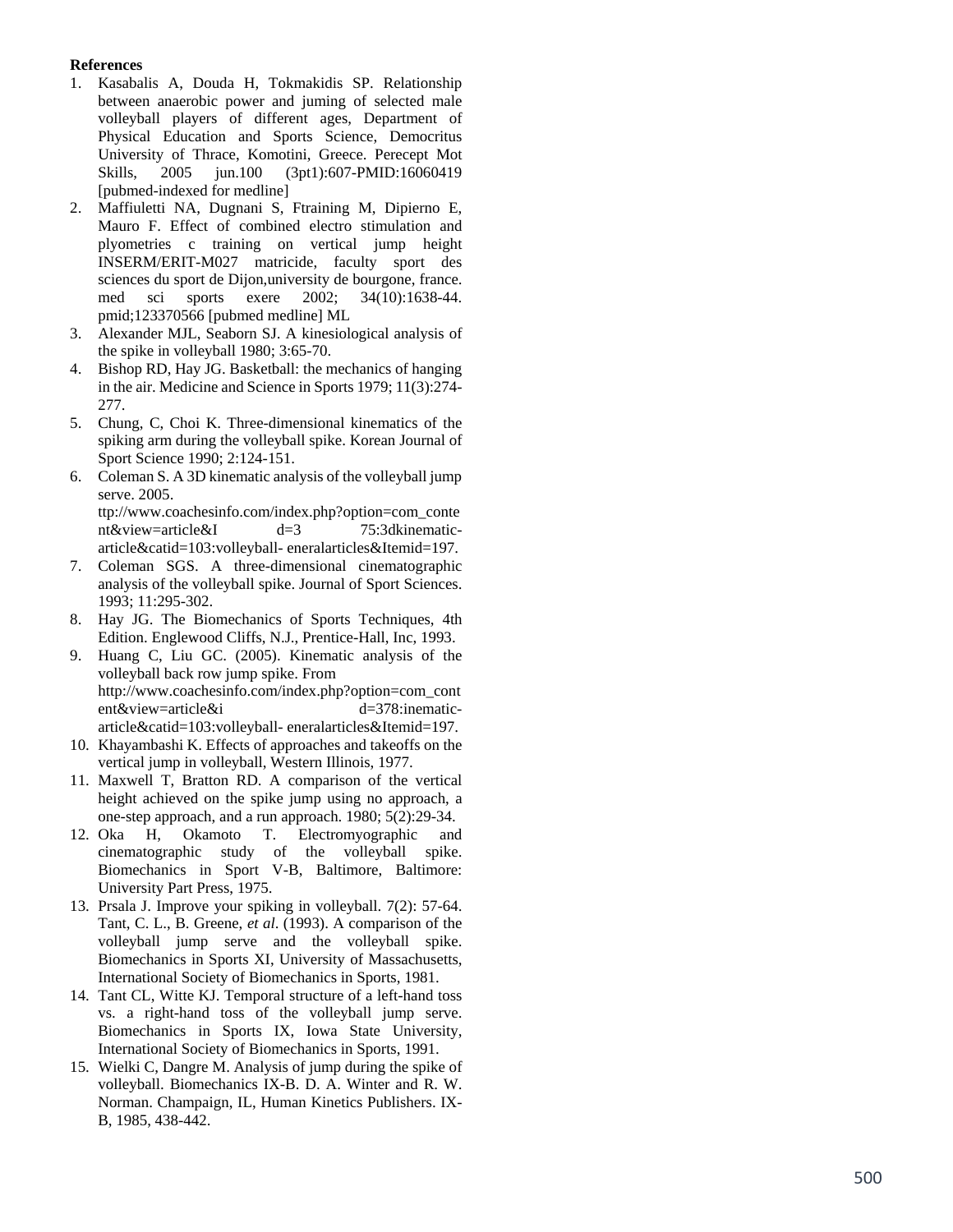**References**

1. Kasabalis A, Douda H, Tokmakidis SP. Relationship between anaerobic power and juming of selected male volleyball players of different ages, Department of Physical Education and Sports Science, Democritus University of Thrace, Komotini, Greece. Perecept Mot Skills, 2005 jun.100 (3pt1):607-PMID:16060419 [pubmed-indexed for medline]
2. Maffiuletti NA, Dugnani S, Ftraining M, Dipierno E, Mauro F. Effect of combined electro stimulation and plyometries c training on vertical jump height INSERM/ERIT-M027 matricide, faculty sport des sciences du sport de Dijon,university de bourgone, france. med sci sports exere 2002; 34(10):1638-44. pmid;123370566 [pubmed medline] ML
3. Alexander MJL, Seaborn SJ. A kinesiological analysis of the spike in volleyball 1980; 3:65-70.
4. Bishop RD, Hay JG. Basketball: the mechanics of hanging in the air. Medicine and Science in Sports 1979; 11(3):274-277.
5. Chung, C, Choi K. Three-dimensional kinematics of the spiking arm during the volleyball spike. Korean Journal of Sport Science 1990; 2:124-151.
6. Coleman S. A 3D kinematic analysis of the volleyball jump serve. 2005. ttp://www.coachesinfo.com/index.php?option=com_content&view=article&I d=3 75:3dkinematic-article&catid=103:volleyball- eneralarticles&Itemid=197.
7. Coleman SGS. A three-dimensional cinematographic analysis of the volleyball spike. Journal of Sport Sciences. 1993; 11:295-302.
8. Hay JG. The Biomechanics of Sports Techniques, 4th Edition. Englewood Cliffs, N.J., Prentice-Hall, Inc, 1993.
9. Huang C, Liu GC. (2005). Kinematic analysis of the volleyball back row jump spike. From http://www.coachesinfo.com/index.php?option=com_content&view=article&i d=378:inematic-article&catid=103:volleyball- eneralarticles&Itemid=197.
10. Khayambashi K. Effects of approaches and takeoffs on the vertical jump in volleyball, Western Illinois, 1977.
11. Maxwell T, Bratton RD. A comparison of the vertical height achieved on the spike jump using no approach, a one-step approach, and a run approach. 1980; 5(2):29-34.
12. Oka H, Okamoto T. Electromyographic and cinematographic study of the volleyball spike. Biomechanics in Sport V-B, Baltimore, Baltimore: University Part Press, 1975.
13. Prsala J. Improve your spiking in volleyball. 7(2): 57-64. Tant, C. L., B. Greene, *et al*. (1993). A comparison of the volleyball jump serve and the volleyball spike. Biomechanics in Sports XI, University of Massachusetts, International Society of Biomechanics in Sports, 1981.
14. Tant CL, Witte KJ. Temporal structure of a left-hand toss vs. a right-hand toss of the volleyball jump serve. Biomechanics in Sports IX, Iowa State University, International Society of Biomechanics in Sports, 1991.
15. Wielki C, Dangre M. Analysis of jump during the spike of volleyball. Biomechanics IX-B. D. A. Winter and R. W. Norman. Champaign, IL, Human Kinetics Publishers. IX-B, 1985, 438-442.